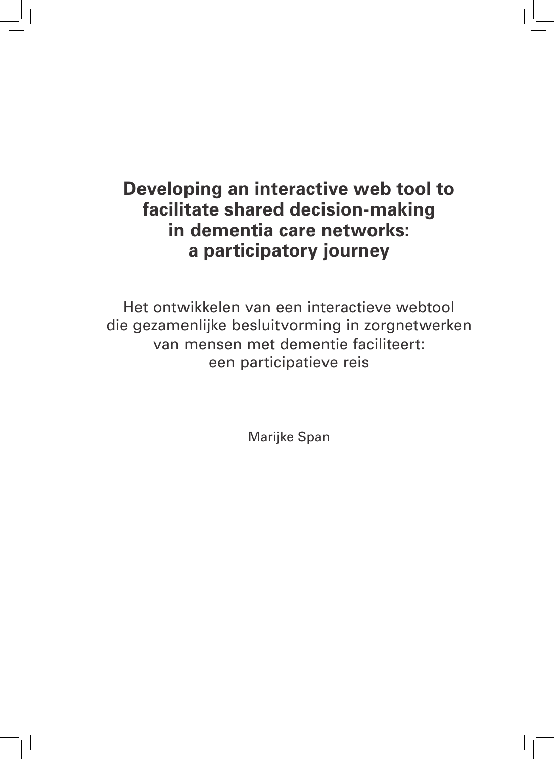# Developing an interactive web tool to facilitate shared decision-making in dementia care networks: a participatory journey

Het ontwikkelen van een interactieve webtool die gezamenlijke besluitvorming in zorgnetwerken van mensen met dementie faciliteert: een participatieve reis

Marijke Span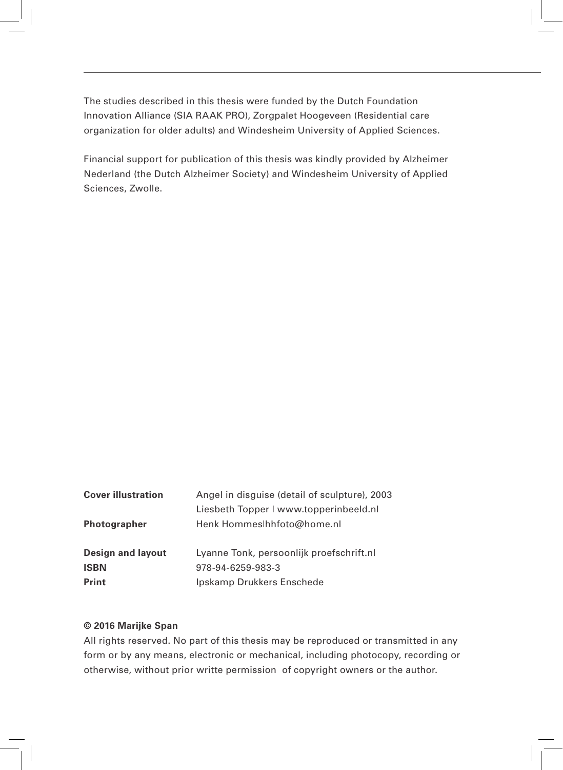The studies described in this thesis were funded by the Dutch Foundation Innovation Alliance (SIA RAAK PRO), Zorgpalet Hoogeveen (Residential care organization for older adults) and Windesheim University of Applied Sciences.

Financial support for publication of this thesis was kindly provided by Alzheimer Nederland (the Dutch Alzheimer Society) and Windesheim University of Applied Sciences, Zwolle.

| | |
|---|---|
| **Cover illustration** | Angel in disguise (detail of sculpture), 2003<br>Liesbeth Topper I www.topperinbeeld.nl |
| **Photographer** | Henk Hommes\|hhfoto@home.nl |
| **Design and layout** | Lyanne Tonk, persoonlijk proefschrift.nl |
| **ISBN** | 978-94-6259-983-3 |
| **Print** | Ipskamp Drukkers Enschede |

**© 2016 Marijke Span**

All rights reserved. No part of this thesis may be reproduced or transmitted in any form or by any means, electronic or mechanical, including photocopy, recording or otherwise, without prior writte permission of copyright owners or the author.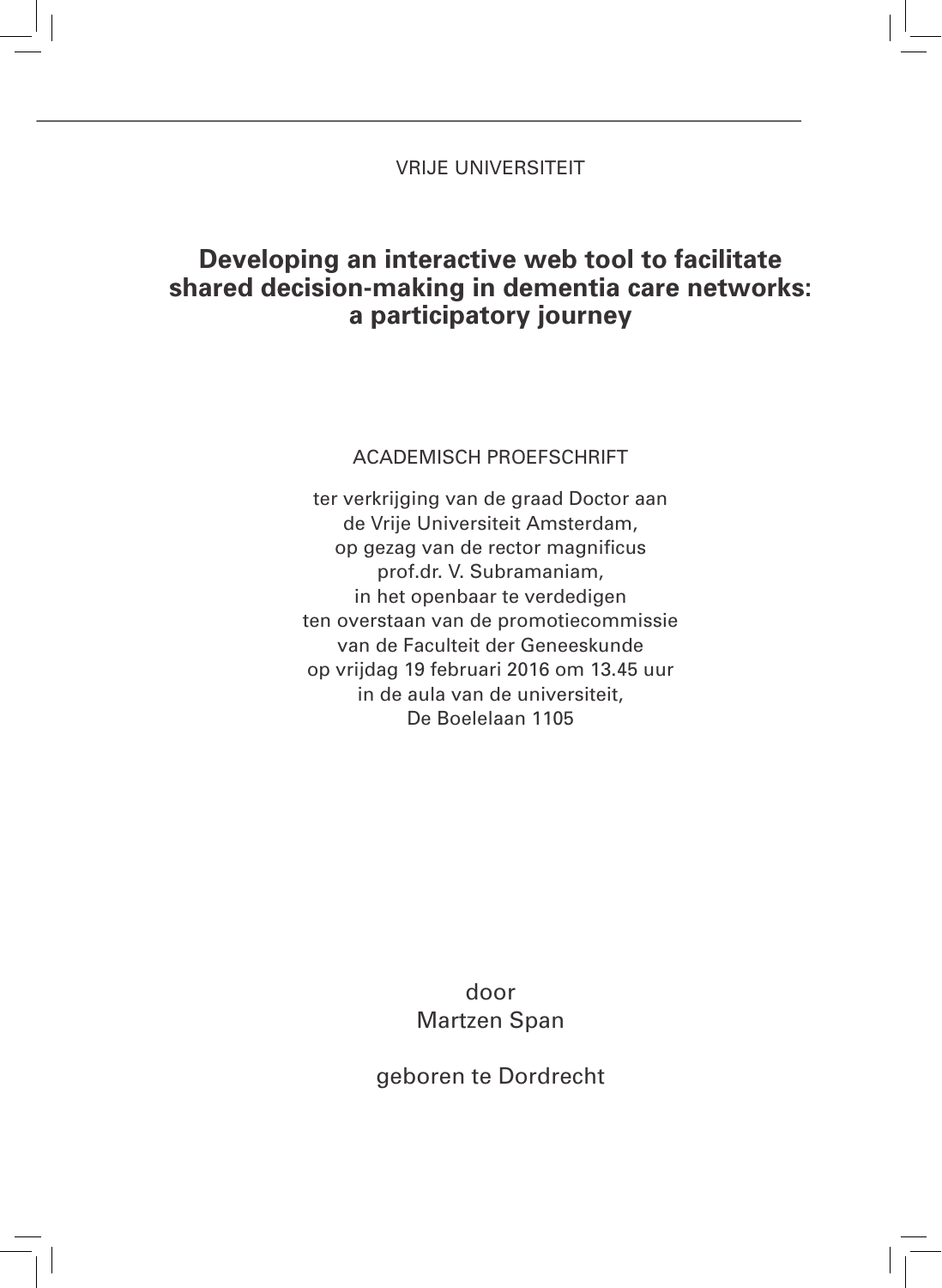VRIJE UNIVERSITEIT

# Developing an interactive web tool to facilitate shared decision-making in dementia care networks: a participatory journey

ACADEMISCH PROEFSCHRIFT

ter verkrijging van de graad Doctor aan
de Vrije Universiteit Amsterdam,
op gezag van de rector magnificus
prof.dr. V. Subramaniam,
in het openbaar te verdedigen
ten overstaan van de promotiecommissie
van de Faculteit der Geneeskunde
op vrijdag 19 februari 2016 om 13.45 uur
in de aula van de universiteit,
De Boelelaan 1105

door
Martzen Span

geboren te Dordrecht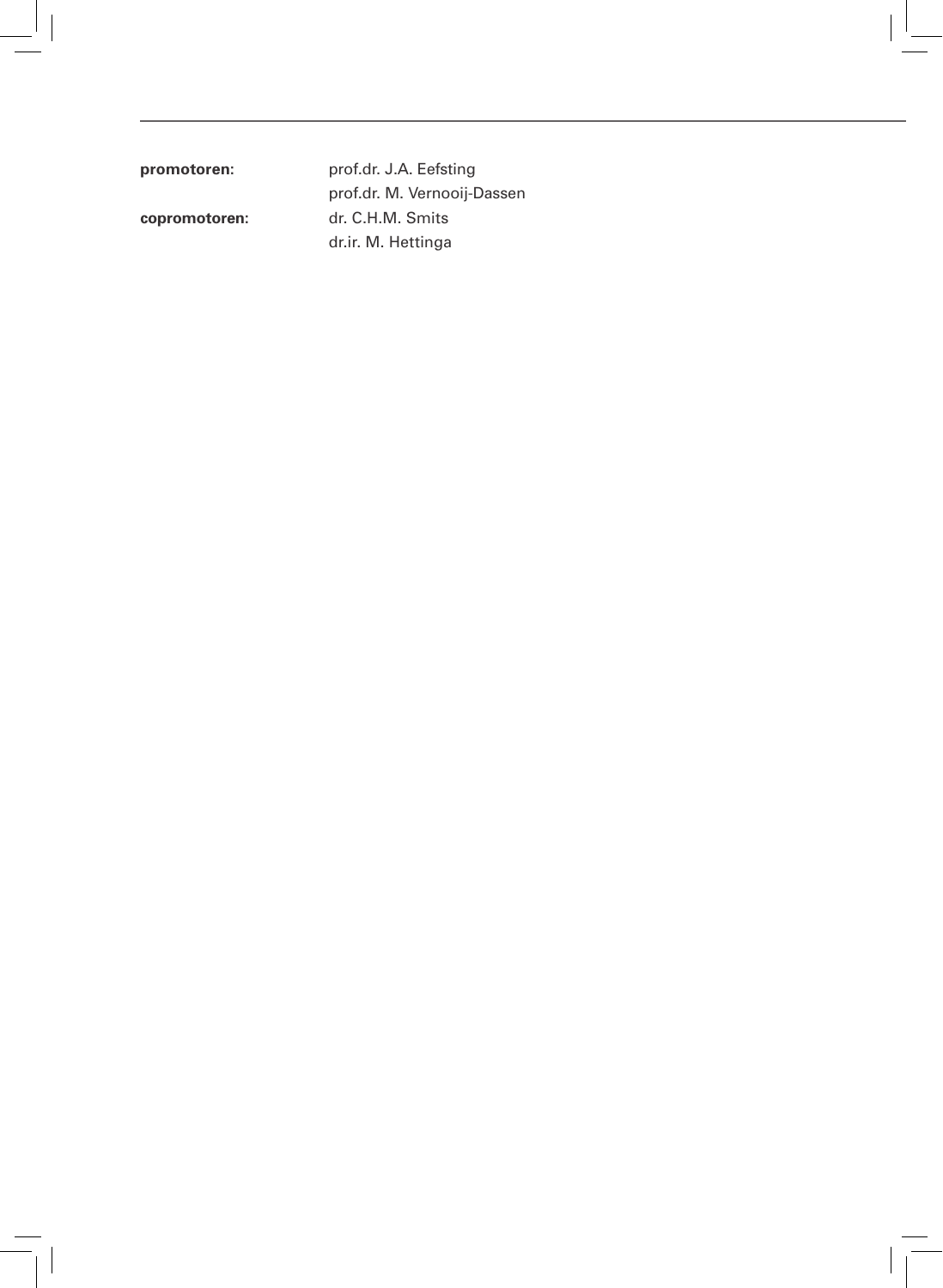| | |
|---|---|
| **promotoren:** | prof.dr. J.A. Eefsting |
| | prof.dr. M. Vernooij-Dassen |
| **copromotoren:** | dr. C.H.M. Smits |
| | dr.ir. M. Hettinga |